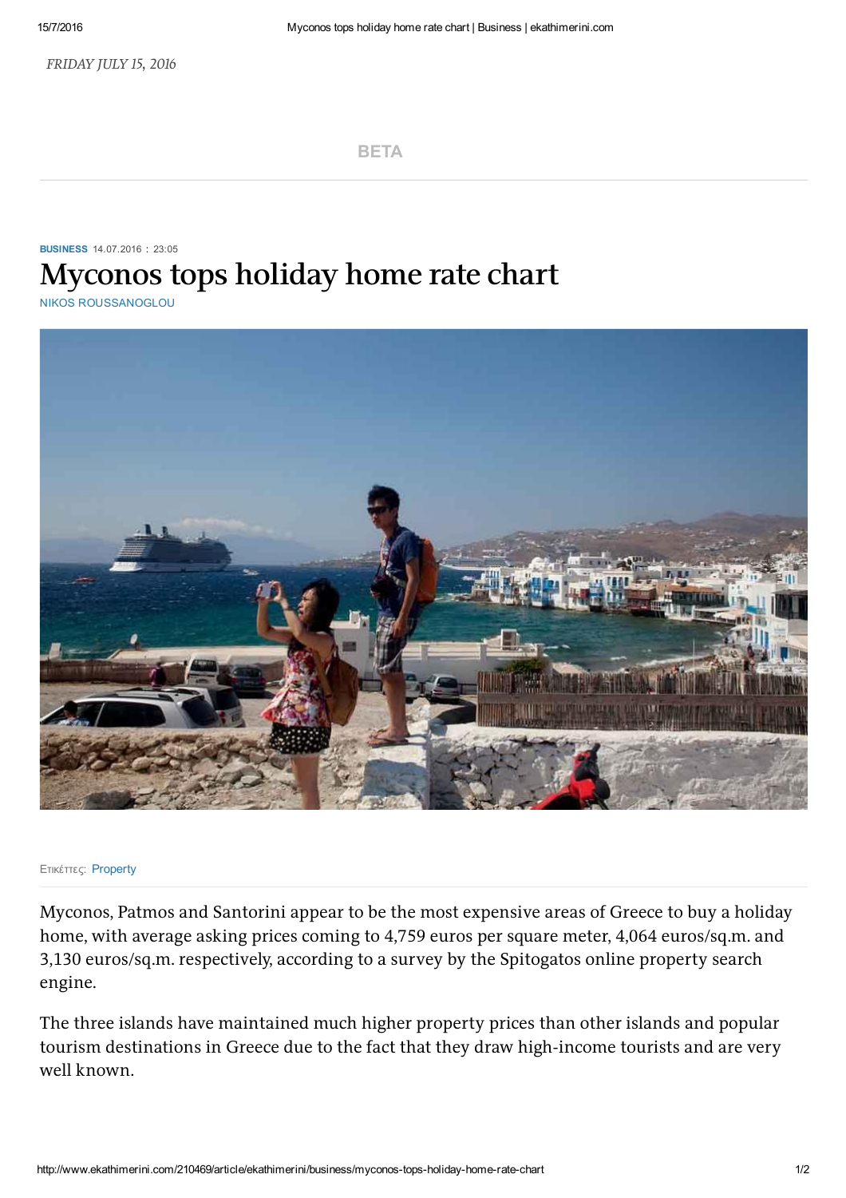FRIDAY JULY 15, 2016

BETA

**BUSINESS** 14.07.2016 : 23:05

# Myconos tops holiday home rate chart

NIKOS ROUSSANOGLOU

Ετικέττες: Property

Myconos, Patmos and Santorini appear to be the most expensive areas of Greece to buy a holiday home, with average asking prices coming to 4,759 euros per square meter, 4,064 euros/sq.m. and 3,130 euros/sq.m. respectively, according to a survey by the Spitogatos online property search engine.

The three islands have maintained much higher property prices than other islands and popular tourism destinations in Greece due to the fact that they draw high-income tourists and are very well known.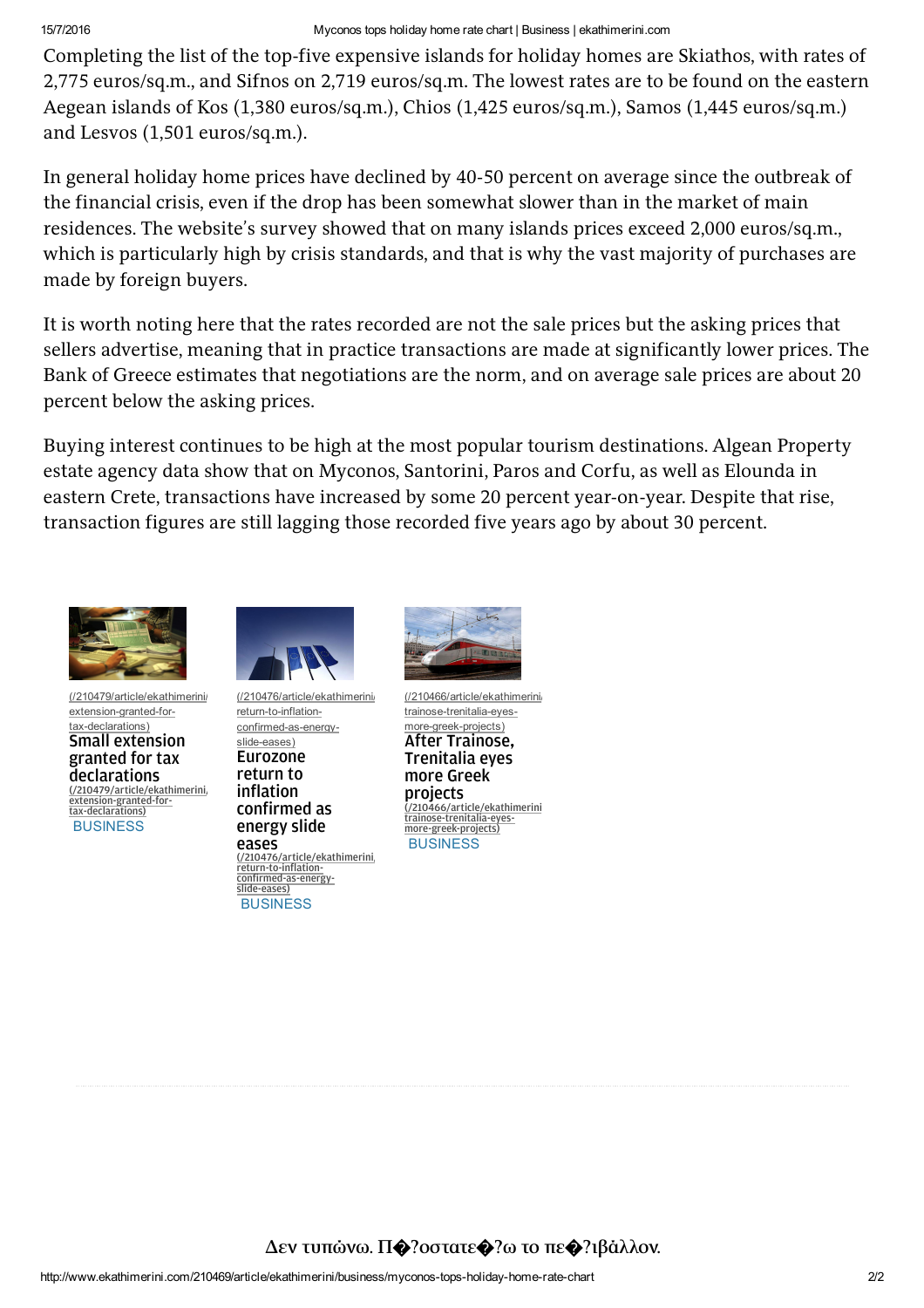Completing the list of the top-five expensive islands for holiday homes are Skiathos, with rates of 2,775 euros/sq.m., and Sifnos on 2,719 euros/sq.m. The lowest rates are to be found on the eastern Aegean islands of Kos (1,380 euros/sq.m.), Chios (1,425 euros/sq.m.), Samos (1,445 euros/sq.m.) and Lesvos (1,501 euros/sq.m.).

In general holiday home prices have declined by 40-50 percent on average since the outbreak of the financial crisis, even if the drop has been somewhat slower than in the market of main residences. The website's survey showed that on many islands prices exceed 2,000 euros/sq.m., which is particularly high by crisis standards, and that is why the vast majority of purchases are made by foreign buyers.

It is worth noting here that the rates recorded are not the sale prices but the asking prices that sellers advertise, meaning that in practice transactions are made at significantly lower prices. The Bank of Greece estimates that negotiations are the norm, and on average sale prices are about 20 percent below the asking prices.

Buying interest continues to be high at the most popular tourism destinations. Algean Property estate agency data show that on Myconos, Santorini, Paros and Corfu, as well as Elounda in eastern Crete, transactions have increased by some 20 percent year-on-year. Despite that rise, transaction figures are still lagging those recorded five years ago by about 30 percent.

(/210479/article/ekathimerini/business/small-extension-granted-for-tax-declarations)

**Small extension granted for tax declarations**

BUSINESS

(/210476/article/ekathimerini/business/eurozone-return-to-inflation-confirmed-as-energy-slide-eases)

**Eurozone return to inflation confirmed as energy slide eases**

BUSINESS

(/210466/article/ekathimerini/business/after-trainose-trenitalia-eyes-more-greek-projects)

**After Trainose, Trenitalia eyes more Greek projects**

BUSINESS

Δεν τυπώνω. Π�?οστατε�?ω το πε�?ιβάλλον.